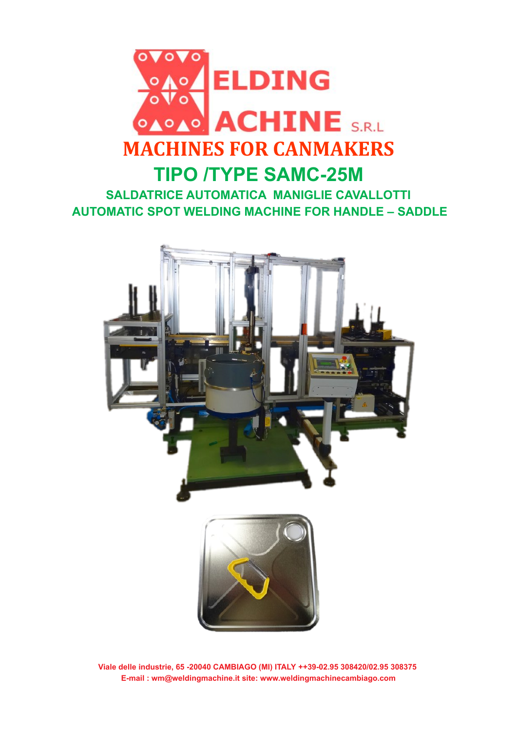# WELDING MACHINE S.R.L

## MACHINES FOR CANMAKERS

## TIPO /TYPE SAMC-25M

### SALDATRICE AUTOMATICA MANIGLIE CAVALLOTTI

### AUTOMATIC SPOT WELDING MACHINE FOR HANDLE – SADDLE

Viale delle industrie, 65 -20040 CAMBIAGO (MI) ITALY ++39-02.95 308420/02.95 308375
E-mail : wm@weldingmachine.it site: www.weldingmachinecambiago.com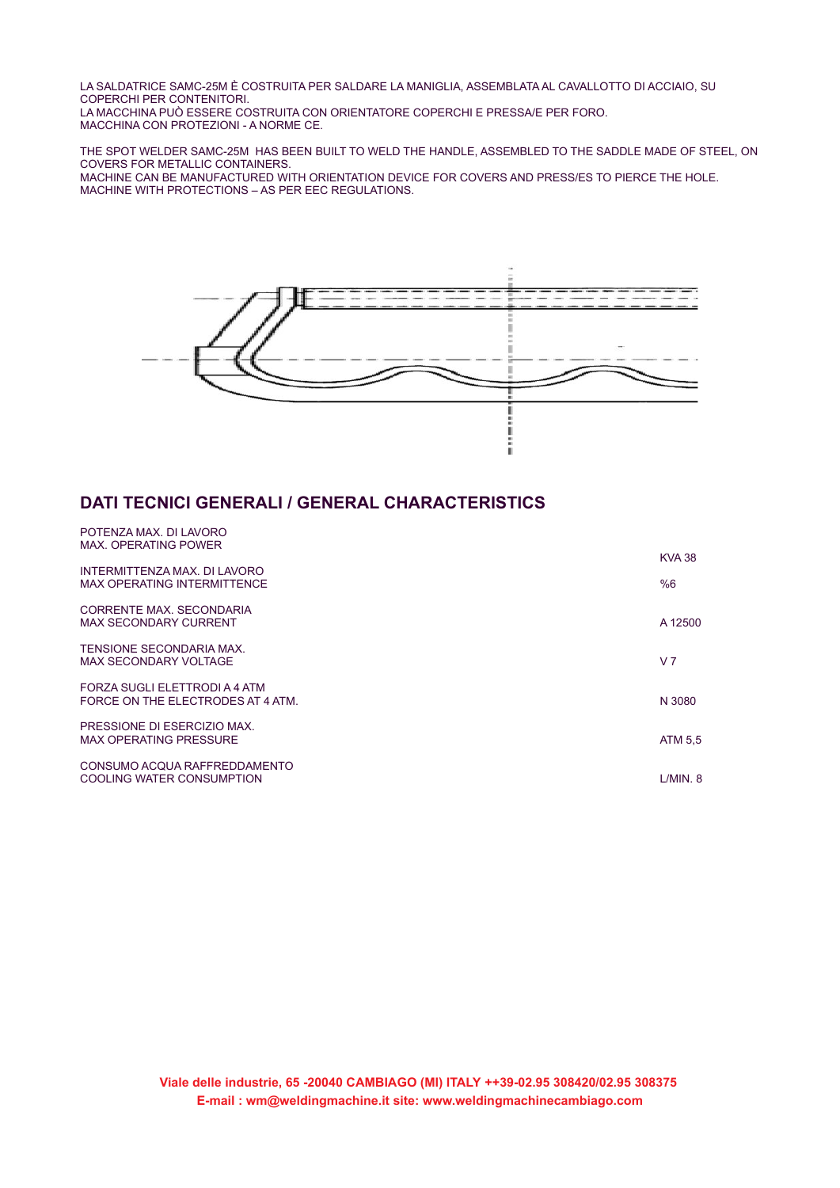LA SALDATRICE SAMC-25M È COSTRUITA PER SALDARE LA MANIGLIA, ASSEMBLATA AL CAVALLOTTO DI ACCIAIO, SU COPERCHI PER CONTENITORI.
LA MACCHINA PUÒ ESSERE COSTRUITA CON ORIENTATORE COPERCHI E PRESSA/E PER FORO.
MACCHINA CON PROTEZIONI - A NORME CE.

THE SPOT WELDER SAMC-25M HAS BEEN BUILT TO WELD THE HANDLE, ASSEMBLED TO THE SADDLE MADE OF STEEL, ON COVERS FOR METALLIC CONTAINERS.
MACHINE CAN BE MANUFACTURED WITH ORIENTATION DEVICE FOR COVERS AND PRESS/ES TO PIERCE THE HOLE.
MACHINE WITH PROTECTIONS – AS PER EEC REGULATIONS.

## DATI TECNICI GENERALI / GENERAL CHARACTERISTICS

| | |
|---|---|
| POTENZA MAX. DI LAVORO<br>MAX. OPERATING POWER | KVA 38 |
| INTERMITTENZA MAX. DI LAVORO<br>MAX OPERATING INTERMITTENCE | %6 |
| CORRENTE MAX. SECONDARIA<br>MAX SECONDARY CURRENT | A 12500 |
| TENSIONE SECONDARIA MAX.<br>MAX SECONDARY VOLTAGE | V 7 |
| FORZA SUGLI ELETTRODI A 4 ATM<br>FORCE ON THE ELECTRODES AT 4 ATM. | N 3080 |
| PRESSIONE DI ESERCIZIO MAX.<br>MAX OPERATING PRESSURE | ATM 5,5 |
| CONSUMO ACQUA RAFFREDDAMENTO<br>COOLING WATER CONSUMPTION | L/MIN. 8 |

**Viale delle industrie, 65 -20040 CAMBIAGO (MI) ITALY ++39-02.95 308420/02.95 308375**
**E-mail : wm@weldingmachine.it site: www.weldingmachinecambiago.com**